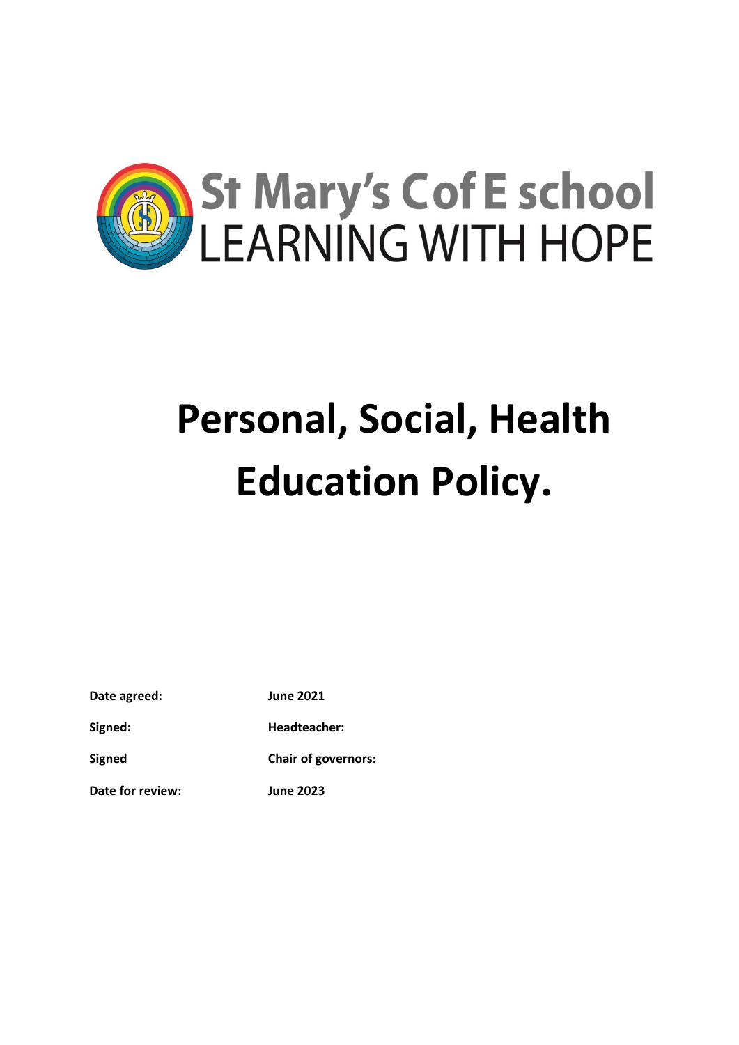St Mary's C of E school
LEARNING WITH HOPE

# Personal, Social, Health Education Policy.

| | |
|---|---|
| **Date agreed:** | **June 2021** |
| **Signed:** | **Headteacher:** |
| **Signed** | **Chair of governors:** |
| **Date for review:** | **June 2023** |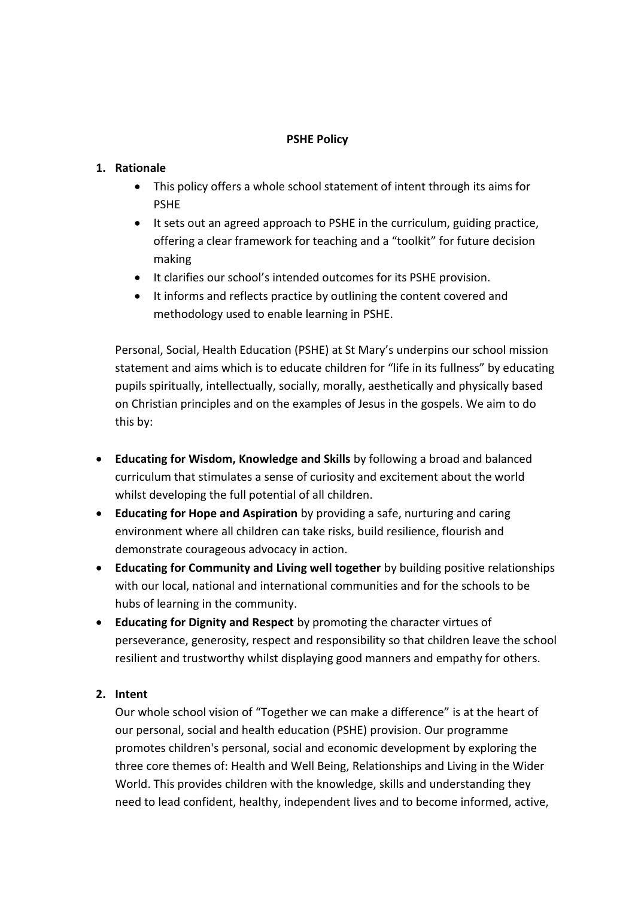**PSHE Policy**

1. **Rationale**
    - This policy offers a whole school statement of intent through its aims for PSHE
    - It sets out an agreed approach to PSHE in the curriculum, guiding practice, offering a clear framework for teaching and a "toolkit" for future decision making
    - It clarifies our school's intended outcomes for its PSHE provision.
    - It informs and reflects practice by outlining the content covered and methodology used to enable learning in PSHE.

    Personal, Social, Health Education (PSHE) at St Mary's underpins our school mission statement and aims which is to educate children for "life in its fullness" by educating pupils spiritually, intellectually, socially, morally, aesthetically and physically based on Christian principles and on the examples of Jesus in the gospels. We aim to do this by:

- **Educating for Wisdom, Knowledge and Skills** by following a broad and balanced curriculum that stimulates a sense of curiosity and excitement about the world whilst developing the full potential of all children.
- **Educating for Hope and Aspiration** by providing a safe, nurturing and caring environment where all children can take risks, build resilience, flourish and demonstrate courageous advocacy in action.
- **Educating for Community and Living well together** by building positive relationships with our local, national and international communities and for the schools to be hubs of learning in the community.
- **Educating for Dignity and Respect** by promoting the character virtues of perseverance, generosity, respect and responsibility so that children leave the school resilient and trustworthy whilst displaying good manners and empathy for others.

2. **Intent**

    Our whole school vision of "Together we can make a difference" is at the heart of our personal, social and health education (PSHE) provision. Our programme promotes children's personal, social and economic development by exploring the three core themes of: Health and Well Being, Relationships and Living in the Wider World. This provides children with the knowledge, skills and understanding they need to lead confident, healthy, independent lives and to become informed, active,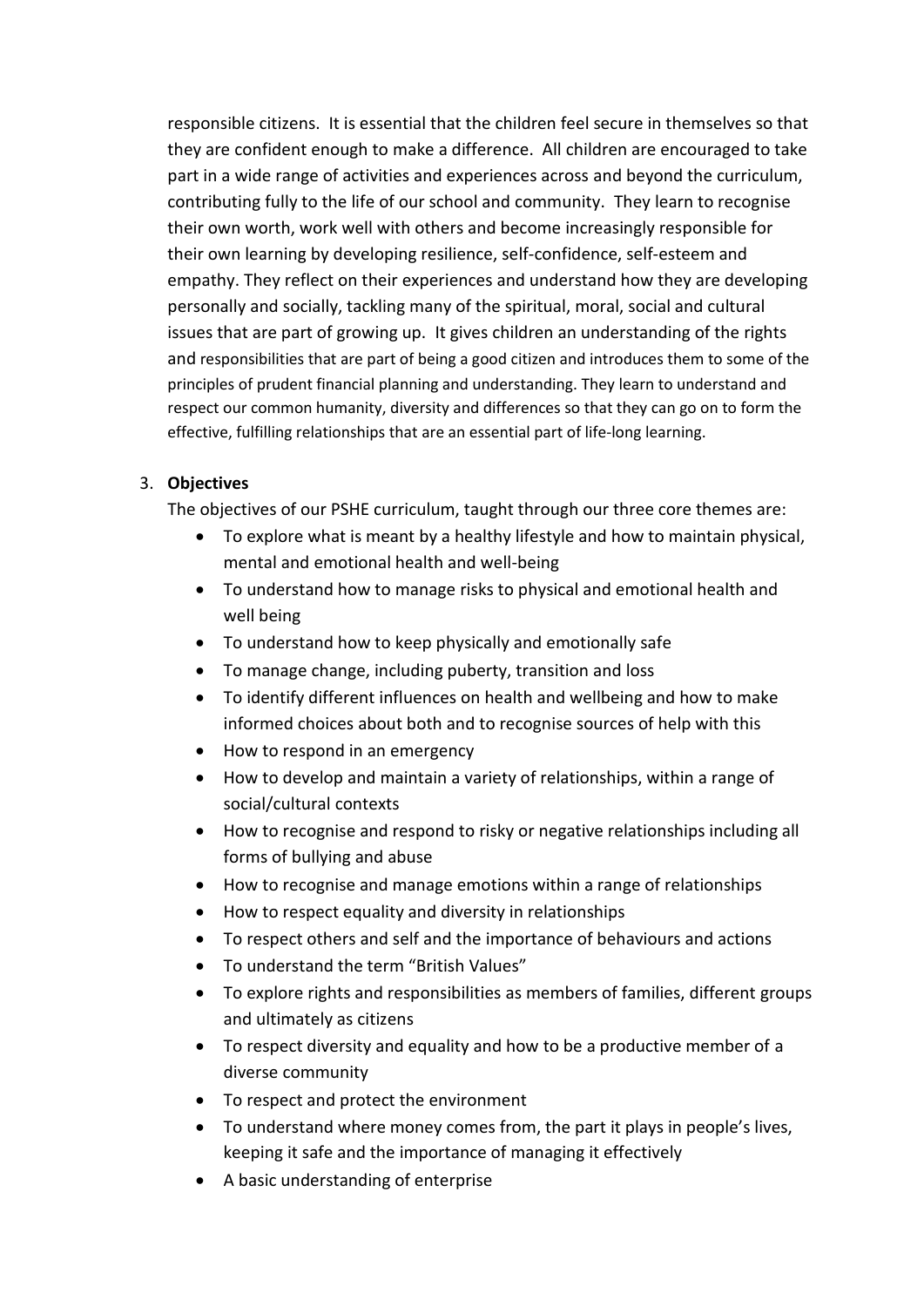responsible citizens. It is essential that the children feel secure in themselves so that they are confident enough to make a difference. All children are encouraged to take part in a wide range of activities and experiences across and beyond the curriculum, contributing fully to the life of our school and community. They learn to recognise their own worth, work well with others and become increasingly responsible for their own learning by developing resilience, self-confidence, self-esteem and empathy. They reflect on their experiences and understand how they are developing personally and socially, tackling many of the spiritual, moral, social and cultural issues that are part of growing up. It gives children an understanding of the rights and responsibilities that are part of being a good citizen and introduces them to some of the principles of prudent financial planning and understanding. They learn to understand and respect our common humanity, diversity and differences so that they can go on to form the effective, fulfilling relationships that are an essential part of life-long learning.

3. **Objectives**

The objectives of our PSHE curriculum, taught through our three core themes are:

- To explore what is meant by a healthy lifestyle and how to maintain physical, mental and emotional health and well-being
- To understand how to manage risks to physical and emotional health and well being
- To understand how to keep physically and emotionally safe
- To manage change, including puberty, transition and loss
- To identify different influences on health and wellbeing and how to make informed choices about both and to recognise sources of help with this
- How to respond in an emergency
- How to develop and maintain a variety of relationships, within a range of social/cultural contexts
- How to recognise and respond to risky or negative relationships including all forms of bullying and abuse
- How to recognise and manage emotions within a range of relationships
- How to respect equality and diversity in relationships
- To respect others and self and the importance of behaviours and actions
- To understand the term "British Values"
- To explore rights and responsibilities as members of families, different groups and ultimately as citizens
- To respect diversity and equality and how to be a productive member of a diverse community
- To respect and protect the environment
- To understand where money comes from, the part it plays in people's lives, keeping it safe and the importance of managing it effectively
- A basic understanding of enterprise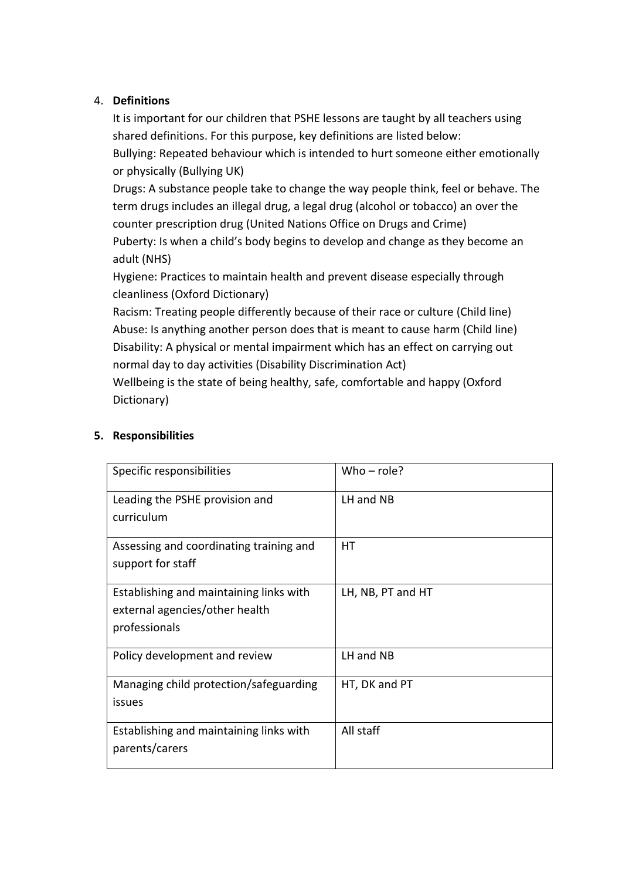4. **Definitions**

   It is important for our children that PSHE lessons are taught by all teachers using shared definitions. For this purpose, key definitions are listed below:

   Bullying: Repeated behaviour which is intended to hurt someone either emotionally or physically (Bullying UK)

   Drugs: A substance people take to change the way people think, feel or behave. The term drugs includes an illegal drug, a legal drug (alcohol or tobacco) an over the counter prescription drug (United Nations Office on Drugs and Crime)

   Puberty: Is when a child's body begins to develop and change as they become an adult (NHS)

   Hygiene: Practices to maintain health and prevent disease especially through cleanliness (Oxford Dictionary)

   Racism: Treating people differently because of their race or culture (Child line)

   Abuse: Is anything another person does that is meant to cause harm (Child line)

   Disability: A physical or mental impairment which has an effect on carrying out normal day to day activities (Disability Discrimination Act)

   Wellbeing is the state of being healthy, safe, comfortable and happy (Oxford Dictionary)

5. **Responsibilities**

| Specific responsibilities | Who – role? |
|---|---|
| Leading the PSHE provision and curriculum | LH and NB |
| Assessing and coordinating training and support for staff | HT |
| Establishing and maintaining links with external agencies/other health professionals | LH, NB, PT and HT |
| Policy development and review | LH and NB |
| Managing child protection/safeguarding issues | HT, DK and PT |
| Establishing and maintaining links with parents/carers | All staff |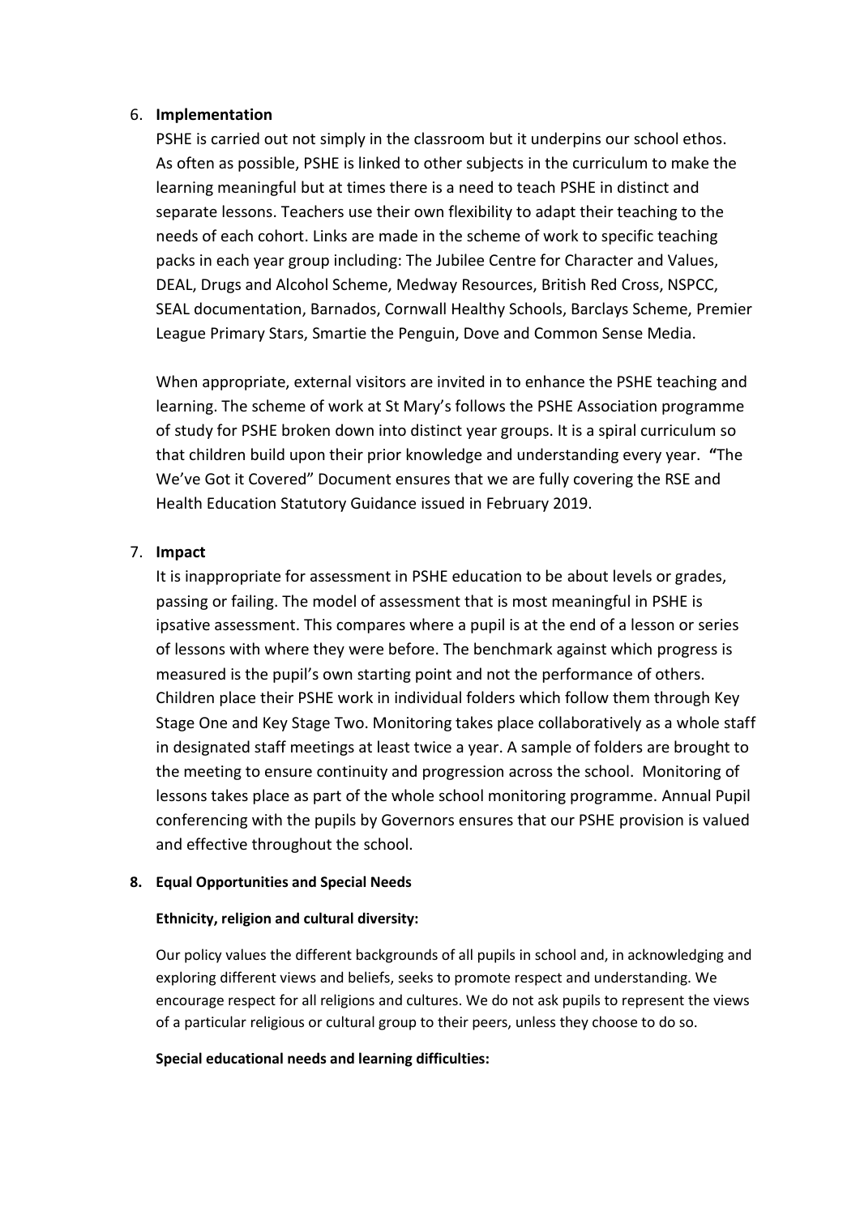6. **Implementation**

   PSHE is carried out not simply in the classroom but it underpins our school ethos. As often as possible, PSHE is linked to other subjects in the curriculum to make the learning meaningful but at times there is a need to teach PSHE in distinct and separate lessons. Teachers use their own flexibility to adapt their teaching to the needs of each cohort. Links are made in the scheme of work to specific teaching packs in each year group including: The Jubilee Centre for Character and Values, DEAL, Drugs and Alcohol Scheme, Medway Resources, British Red Cross, NSPCC, SEAL documentation, Barnados, Cornwall Healthy Schools, Barclays Scheme, Premier League Primary Stars, Smartie the Penguin, Dove and Common Sense Media.

   When appropriate, external visitors are invited in to enhance the PSHE teaching and learning. The scheme of work at St Mary's follows the PSHE Association programme of study for PSHE broken down into distinct year groups. It is a spiral curriculum so that children build upon their prior knowledge and understanding every year. **"**The We've Got it Covered" Document ensures that we are fully covering the RSE and Health Education Statutory Guidance issued in February 2019.

7. **Impact**

   It is inappropriate for assessment in PSHE education to be about levels or grades, passing or failing. The model of assessment that is most meaningful in PSHE is ipsative assessment. This compares where a pupil is at the end of a lesson or series of lessons with where they were before. The benchmark against which progress is measured is the pupil's own starting point and not the performance of others. Children place their PSHE work in individual folders which follow them through Key Stage One and Key Stage Two. Monitoring takes place collaboratively as a whole staff in designated staff meetings at least twice a year. A sample of folders are brought to the meeting to ensure continuity and progression across the school. Monitoring of lessons takes place as part of the whole school monitoring programme. Annual Pupil conferencing with the pupils by Governors ensures that our PSHE provision is valued and effective throughout the school.

**8. Equal Opportunities and Special Needs**

**Ethnicity, religion and cultural diversity:**

Our policy values the different backgrounds of all pupils in school and, in acknowledging and exploring different views and beliefs, seeks to promote respect and understanding. We encourage respect for all religions and cultures. We do not ask pupils to represent the views of a particular religious or cultural group to their peers, unless they choose to do so.

**Special educational needs and learning difficulties:**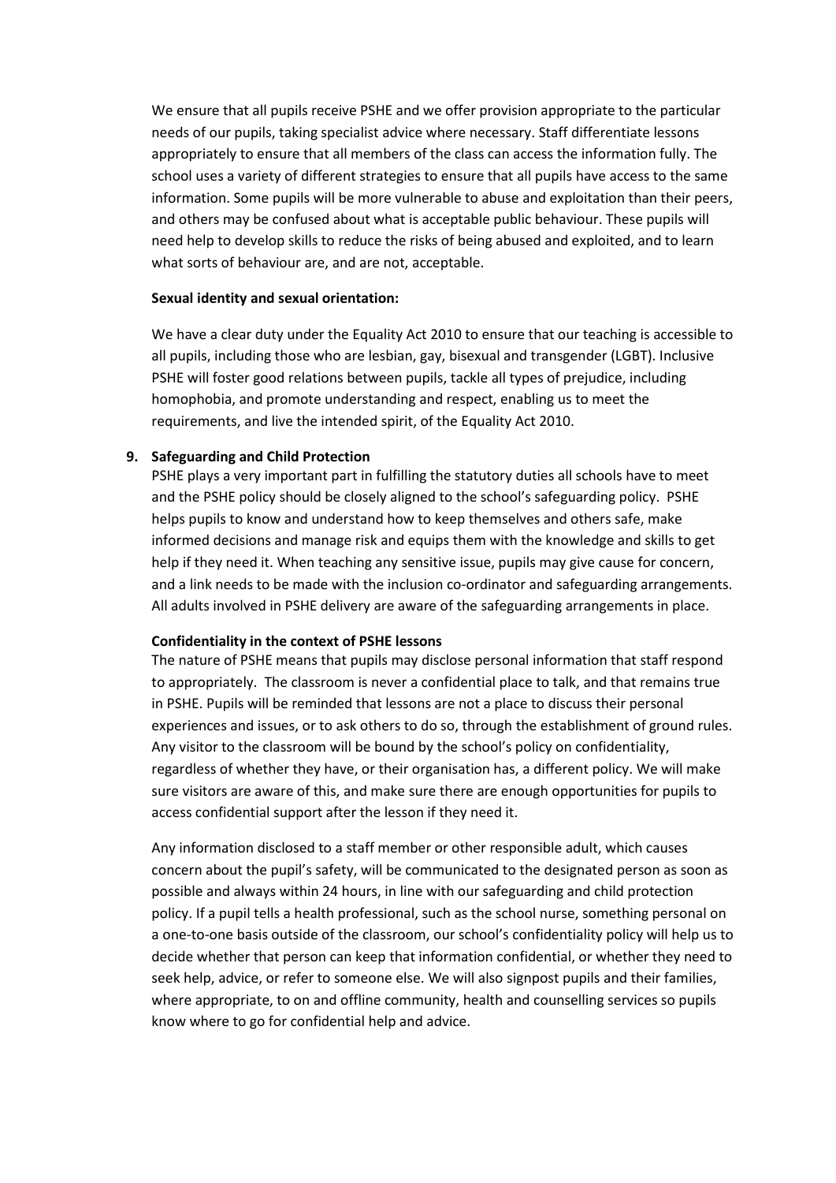We ensure that all pupils receive PSHE and we offer provision appropriate to the particular needs of our pupils, taking specialist advice where necessary. Staff differentiate lessons appropriately to ensure that all members of the class can access the information fully. The school uses a variety of different strategies to ensure that all pupils have access to the same information. Some pupils will be more vulnerable to abuse and exploitation than their peers, and others may be confused about what is acceptable public behaviour. These pupils will need help to develop skills to reduce the risks of being abused and exploited, and to learn what sorts of behaviour are, and are not, acceptable.

**Sexual identity and sexual orientation:**

We have a clear duty under the Equality Act 2010 to ensure that our teaching is accessible to all pupils, including those who are lesbian, gay, bisexual and transgender (LGBT). Inclusive PSHE will foster good relations between pupils, tackle all types of prejudice, including homophobia, and promote understanding and respect, enabling us to meet the requirements, and live the intended spirit, of the Equality Act 2010.

**9. Safeguarding and Child Protection**

PSHE plays a very important part in fulfilling the statutory duties all schools have to meet and the PSHE policy should be closely aligned to the school's safeguarding policy. PSHE helps pupils to know and understand how to keep themselves and others safe, make informed decisions and manage risk and equips them with the knowledge and skills to get help if they need it. When teaching any sensitive issue, pupils may give cause for concern, and a link needs to be made with the inclusion co-ordinator and safeguarding arrangements. All adults involved in PSHE delivery are aware of the safeguarding arrangements in place.

**Confidentiality in the context of PSHE lessons**

The nature of PSHE means that pupils may disclose personal information that staff respond to appropriately. The classroom is never a confidential place to talk, and that remains true in PSHE. Pupils will be reminded that lessons are not a place to discuss their personal experiences and issues, or to ask others to do so, through the establishment of ground rules. Any visitor to the classroom will be bound by the school's policy on confidentiality, regardless of whether they have, or their organisation has, a different policy. We will make sure visitors are aware of this, and make sure there are enough opportunities for pupils to access confidential support after the lesson if they need it.

Any information disclosed to a staff member or other responsible adult, which causes concern about the pupil's safety, will be communicated to the designated person as soon as possible and always within 24 hours, in line with our safeguarding and child protection policy. If a pupil tells a health professional, such as the school nurse, something personal on a one-to-one basis outside of the classroom, our school's confidentiality policy will help us to decide whether that person can keep that information confidential, or whether they need to seek help, advice, or refer to someone else. We will also signpost pupils and their families, where appropriate, to on and offline community, health and counselling services so pupils know where to go for confidential help and advice.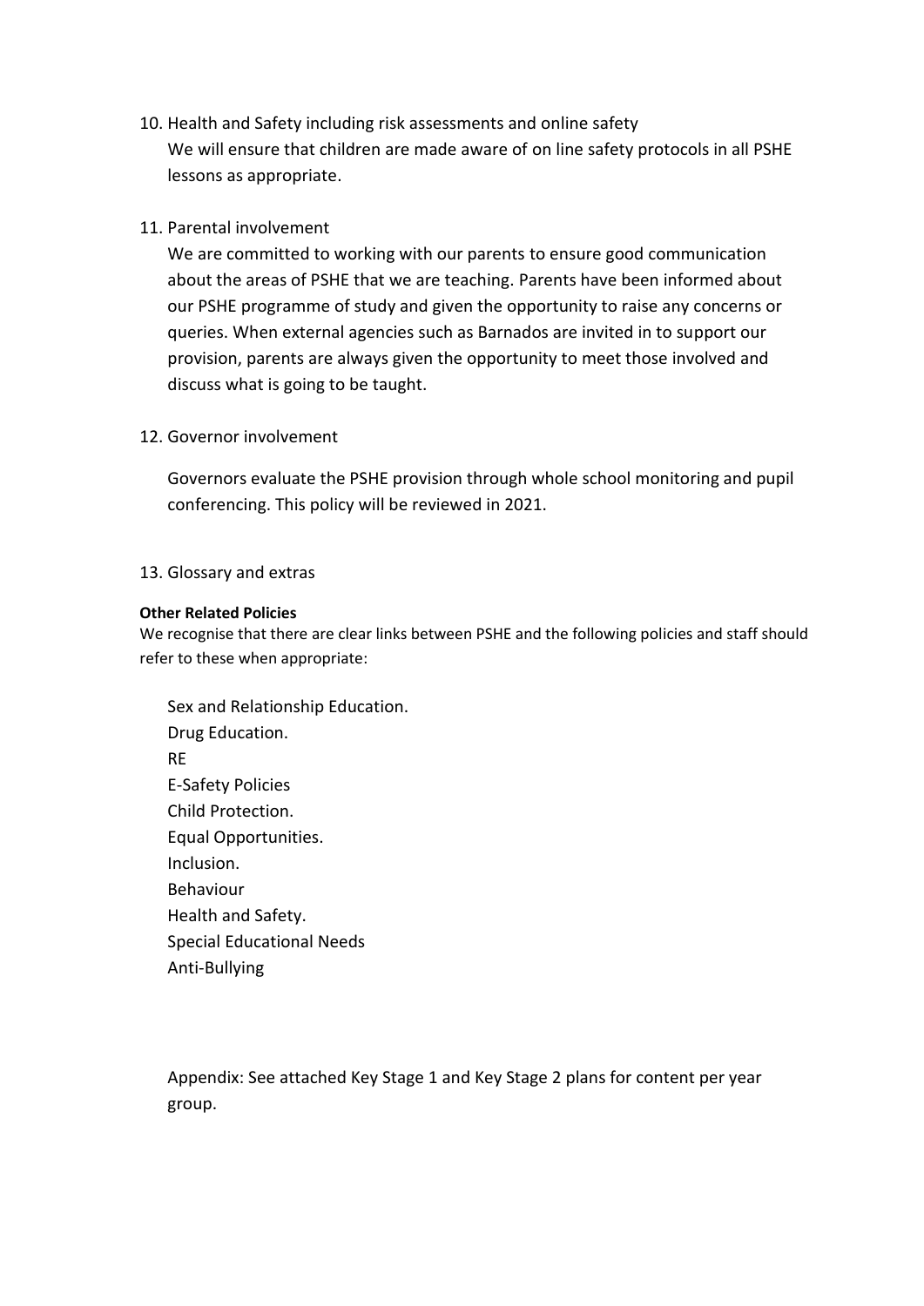10. Health and Safety including risk assessments and online safety

    We will ensure that children are made aware of on line safety protocols in all PSHE lessons as appropriate.

11. Parental involvement

    We are committed to working with our parents to ensure good communication about the areas of PSHE that we are teaching. Parents have been informed about our PSHE programme of study and given the opportunity to raise any concerns or queries. When external agencies such as Barnados are invited in to support our provision, parents are always given the opportunity to meet those involved and discuss what is going to be taught.

12. Governor involvement

    Governors evaluate the PSHE provision through whole school monitoring and pupil conferencing. This policy will be reviewed in 2021.

13. Glossary and extras

**Other Related Policies**

We recognise that there are clear links between PSHE and the following policies and staff should refer to these when appropriate:

Sex and Relationship Education.
Drug Education.
RE
E-Safety Policies
Child Protection.
Equal Opportunities.
Inclusion.
Behaviour
Health and Safety.
Special Educational Needs
Anti-Bullying

Appendix: See attached Key Stage 1 and Key Stage 2 plans for content per year group.